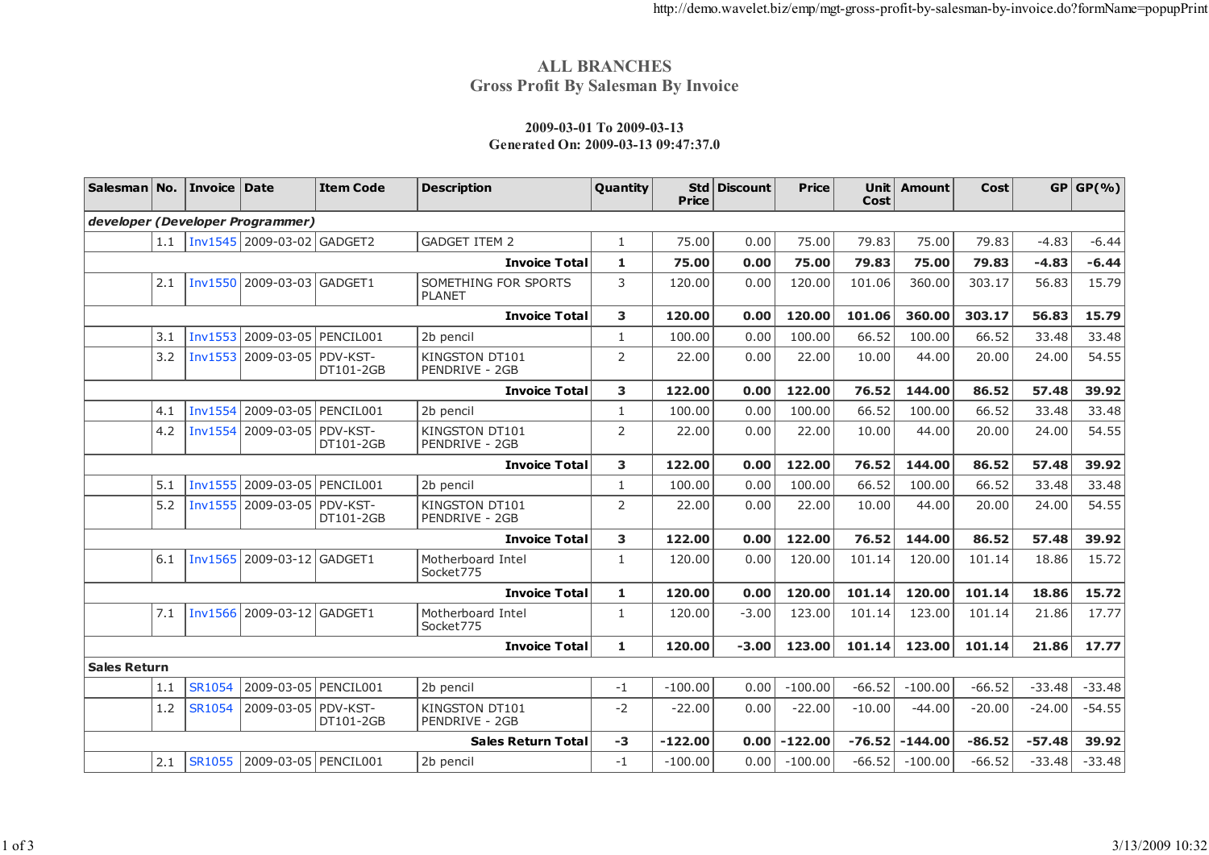# ALL BRANCHES

## Gross Profit By Salesman By Invoice

**2009-03-01 To 2009-03-13**
**Generated On: 2009-03-13 09:47:37.0**

| Salesman | No. | Invoice | Date | Item Code | Description | Quantity | Std Price | Discount | Price | Unit Cost | Amount | Cost | GP | GP(%) |
|---|---|---|---|---|---|---|---|---|---|---|---|---|---|---|
| *developer (Developer Programmer)* | | | | | | | | | | | | | | |
| | 1.1 | Inv1545 | 2009-03-02 | GADGET2 | GADGET ITEM 2 | 1 | 75.00 | 0.00 | 75.00 | 79.83 | 75.00 | 79.83 | -4.83 | -6.44 |
| | | | | | **Invoice Total** | **1** | **75.00** | **0.00** | **75.00** | **79.83** | **75.00** | **79.83** | **-4.83** | **-6.44** |
| | 2.1 | Inv1550 | 2009-03-03 | GADGET1 | SOMETHING FOR SPORTS PLANET | 3 | 120.00 | 0.00 | 120.00 | 101.06 | 360.00 | 303.17 | 56.83 | 15.79 |
| | | | | | **Invoice Total** | **3** | **120.00** | **0.00** | **120.00** | **101.06** | **360.00** | **303.17** | **56.83** | **15.79** |
| | 3.1 | Inv1553 | 2009-03-05 | PENCIL001 | 2b pencil | 1 | 100.00 | 0.00 | 100.00 | 66.52 | 100.00 | 66.52 | 33.48 | 33.48 |
| | 3.2 | Inv1553 | 2009-03-05 | PDV-KST-DT101-2GB | KINGSTON DT101 PENDRIVE - 2GB | 2 | 22.00 | 0.00 | 22.00 | 10.00 | 44.00 | 20.00 | 24.00 | 54.55 |
| | | | | | **Invoice Total** | **3** | **122.00** | **0.00** | **122.00** | **76.52** | **144.00** | **86.52** | **57.48** | **39.92** |
| | 4.1 | Inv1554 | 2009-03-05 | PENCIL001 | 2b pencil | 1 | 100.00 | 0.00 | 100.00 | 66.52 | 100.00 | 66.52 | 33.48 | 33.48 |
| | 4.2 | Inv1554 | 2009-03-05 | PDV-KST-DT101-2GB | KINGSTON DT101 PENDRIVE - 2GB | 2 | 22.00 | 0.00 | 22.00 | 10.00 | 44.00 | 20.00 | 24.00 | 54.55 |
| | | | | | **Invoice Total** | **3** | **122.00** | **0.00** | **122.00** | **76.52** | **144.00** | **86.52** | **57.48** | **39.92** |
| | 5.1 | Inv1555 | 2009-03-05 | PENCIL001 | 2b pencil | 1 | 100.00 | 0.00 | 100.00 | 66.52 | 100.00 | 66.52 | 33.48 | 33.48 |
| | 5.2 | Inv1555 | 2009-03-05 | PDV-KST-DT101-2GB | KINGSTON DT101 PENDRIVE - 2GB | 2 | 22.00 | 0.00 | 22.00 | 10.00 | 44.00 | 20.00 | 24.00 | 54.55 |
| | | | | | **Invoice Total** | **3** | **122.00** | **0.00** | **122.00** | **76.52** | **144.00** | **86.52** | **57.48** | **39.92** |
| | 6.1 | Inv1565 | 2009-03-12 | GADGET1 | Motherboard Intel Socket775 | 1 | 120.00 | 0.00 | 120.00 | 101.14 | 120.00 | 101.14 | 18.86 | 15.72 |
| | | | | | **Invoice Total** | **1** | **120.00** | **0.00** | **120.00** | **101.14** | **120.00** | **101.14** | **18.86** | **15.72** |
| | 7.1 | Inv1566 | 2009-03-12 | GADGET1 | Motherboard Intel Socket775 | 1 | 120.00 | -3.00 | 123.00 | 101.14 | 123.00 | 101.14 | 21.86 | 17.77 |
| | | | | | **Invoice Total** | **1** | **120.00** | **-3.00** | **123.00** | **101.14** | **123.00** | **101.14** | **21.86** | **17.77** |
| **Sales Return** | | | | | | | | | | | | | | |
| | 1.1 | SR1054 | 2009-03-05 | PENCIL001 | 2b pencil | -1 | -100.00 | 0.00 | -100.00 | -66.52 | -100.00 | -66.52 | -33.48 | -33.48 |
| | 1.2 | SR1054 | 2009-03-05 | PDV-KST-DT101-2GB | KINGSTON DT101 PENDRIVE - 2GB | -2 | -22.00 | 0.00 | -22.00 | -10.00 | -44.00 | -20.00 | -24.00 | -54.55 |
| | | | | | **Sales Return Total** | **-3** | **-122.00** | **0.00** | **-122.00** | **-76.52** | **-144.00** | **-86.52** | **-57.48** | **39.92** |
| | 2.1 | SR1055 | 2009-03-05 | PENCIL001 | 2b pencil | -1 | -100.00 | 0.00 | -100.00 | -66.52 | -100.00 | -66.52 | -33.48 | -33.48 |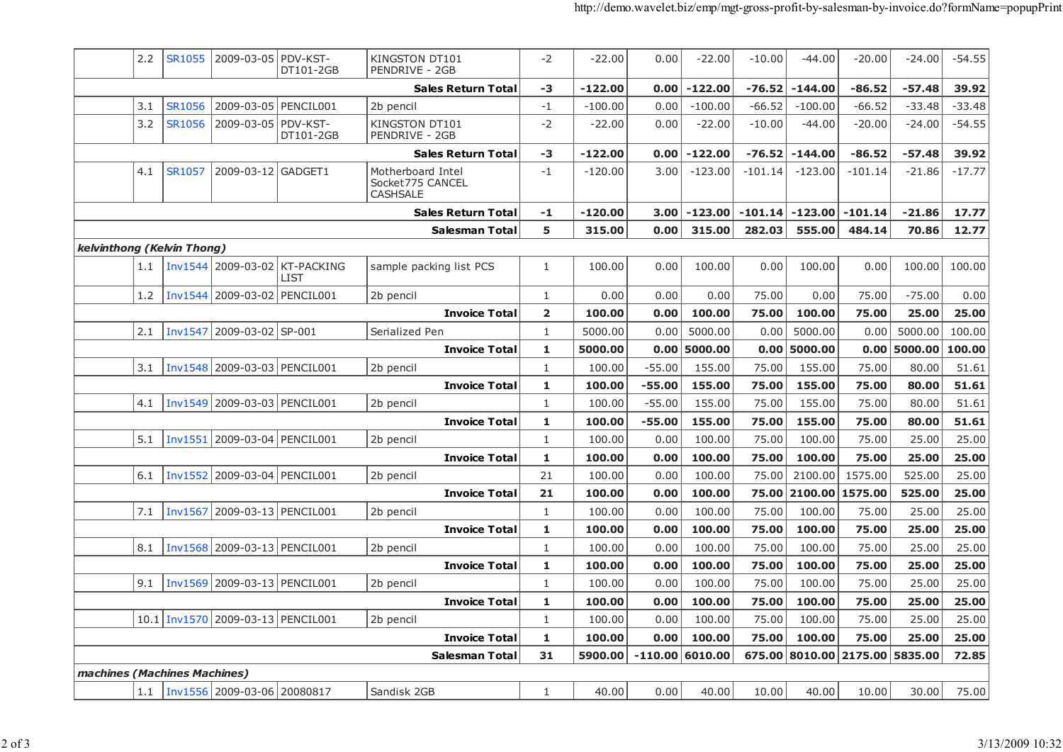| | | | | | | | | | | | | | |
|---|---|---|---|---|---|---|---|---|---|---|---|---|---|
| | 2.2 | SR1055 | 2009-03-05 | PDV-KST-DT101-2GB | KINGSTON DT101 PENDRIVE - 2GB | -2 | -22.00 | 0.00 | -22.00 | -10.00 | -44.00 | -20.00 | -24.00 | -54.55 |
| | | | | | **Sales Return Total** | **-3** | **-122.00** | **0.00** | **-122.00** | **-76.52** | **-144.00** | **-86.52** | **-57.48** | **39.92** |
| | 3.1 | SR1056 | 2009-03-05 | PENCIL001 | 2b pencil | -1 | -100.00 | 0.00 | -100.00 | -66.52 | -100.00 | -66.52 | -33.48 | -33.48 |
| | 3.2 | SR1056 | 2009-03-05 | PDV-KST-DT101-2GB | KINGSTON DT101 PENDRIVE - 2GB | -2 | -22.00 | 0.00 | -22.00 | -10.00 | -44.00 | -20.00 | -24.00 | -54.55 |
| | | | | | **Sales Return Total** | **-3** | **-122.00** | **0.00** | **-122.00** | **-76.52** | **-144.00** | **-86.52** | **-57.48** | **39.92** |
| | 4.1 | SR1057 | 2009-03-12 | GADGET1 | Motherboard Intel Socket775 CANCEL CASHSALE | -1 | -120.00 | 3.00 | -123.00 | -101.14 | -123.00 | -101.14 | -21.86 | -17.77 |
| | | | | | **Sales Return Total** | **-1** | **-120.00** | **3.00** | **-123.00** | **-101.14** | **-123.00** | **-101.14** | **-21.86** | **17.77** |
| | | | | | **Salesman Total** | **5** | **315.00** | **0.00** | **315.00** | **282.03** | **555.00** | **484.14** | **70.86** | **12.77** |
| ***kelvinthong (Kelvin Thong)*** | | | | | | | | | | | | | | |
| | 1.1 | Inv1544 | 2009-03-02 | KT-PACKING LIST | sample packing list PCS | 1 | 100.00 | 0.00 | 100.00 | 0.00 | 100.00 | 0.00 | 100.00 | 100.00 |
| | 1.2 | Inv1544 | 2009-03-02 | PENCIL001 | 2b pencil | 1 | 0.00 | 0.00 | 0.00 | 75.00 | 0.00 | 75.00 | -75.00 | 0.00 |
| | | | | | **Invoice Total** | **2** | **100.00** | **0.00** | **100.00** | **75.00** | **100.00** | **75.00** | **25.00** | **25.00** |
| | 2.1 | Inv1547 | 2009-03-02 | SP-001 | Serialized Pen | 1 | 5000.00 | 0.00 | 5000.00 | 0.00 | 5000.00 | 0.00 | 5000.00 | 100.00 |
| | | | | | **Invoice Total** | **1** | **5000.00** | **0.00** | **5000.00** | **0.00** | **5000.00** | **0.00** | **5000.00** | **100.00** |
| | 3.1 | Inv1548 | 2009-03-03 | PENCIL001 | 2b pencil | 1 | 100.00 | -55.00 | 155.00 | 75.00 | 155.00 | 75.00 | 80.00 | 51.61 |
| | | | | | **Invoice Total** | **1** | **100.00** | **-55.00** | **155.00** | **75.00** | **155.00** | **75.00** | **80.00** | **51.61** |
| | 4.1 | Inv1549 | 2009-03-03 | PENCIL001 | 2b pencil | 1 | 100.00 | -55.00 | 155.00 | 75.00 | 155.00 | 75.00 | 80.00 | 51.61 |
| | | | | | **Invoice Total** | **1** | **100.00** | **-55.00** | **155.00** | **75.00** | **155.00** | **75.00** | **80.00** | **51.61** |
| | 5.1 | Inv1551 | 2009-03-04 | PENCIL001 | 2b pencil | 1 | 100.00 | 0.00 | 100.00 | 75.00 | 100.00 | 75.00 | 25.00 | 25.00 |
| | | | | | **Invoice Total** | **1** | **100.00** | **0.00** | **100.00** | **75.00** | **100.00** | **75.00** | **25.00** | **25.00** |
| | 6.1 | Inv1552 | 2009-03-04 | PENCIL001 | 2b pencil | 21 | 100.00 | 0.00 | 100.00 | 75.00 | 2100.00 | 1575.00 | 525.00 | 25.00 |
| | | | | | **Invoice Total** | **21** | **100.00** | **0.00** | **100.00** | **75.00** | **2100.00** | **1575.00** | **525.00** | **25.00** |
| | 7.1 | Inv1567 | 2009-03-13 | PENCIL001 | 2b pencil | 1 | 100.00 | 0.00 | 100.00 | 75.00 | 100.00 | 75.00 | 25.00 | 25.00 |
| | | | | | **Invoice Total** | **1** | **100.00** | **0.00** | **100.00** | **75.00** | **100.00** | **75.00** | **25.00** | **25.00** |
| | 8.1 | Inv1568 | 2009-03-13 | PENCIL001 | 2b pencil | 1 | 100.00 | 0.00 | 100.00 | 75.00 | 100.00 | 75.00 | 25.00 | 25.00 |
| | | | | | **Invoice Total** | **1** | **100.00** | **0.00** | **100.00** | **75.00** | **100.00** | **75.00** | **25.00** | **25.00** |
| | 9.1 | Inv1569 | 2009-03-13 | PENCIL001 | 2b pencil | 1 | 100.00 | 0.00 | 100.00 | 75.00 | 100.00 | 75.00 | 25.00 | 25.00 |
| | | | | | **Invoice Total** | **1** | **100.00** | **0.00** | **100.00** | **75.00** | **100.00** | **75.00** | **25.00** | **25.00** |
| | 10.1 | Inv1570 | 2009-03-13 | PENCIL001 | 2b pencil | 1 | 100.00 | 0.00 | 100.00 | 75.00 | 100.00 | 75.00 | 25.00 | 25.00 |
| | | | | | **Invoice Total** | **1** | **100.00** | **0.00** | **100.00** | **75.00** | **100.00** | **75.00** | **25.00** | **25.00** |
| | | | | | **Salesman Total** | **31** | **5900.00** | **-110.00** | **6010.00** | **675.00** | **8010.00** | **2175.00** | **5835.00** | **72.85** |
| ***machines (Machines Machines)*** | | | | | | | | | | | | | | |
| | 1.1 | Inv1556 | 2009-03-06 | 20080817 | Sandisk 2GB | 1 | 40.00 | 0.00 | 40.00 | 10.00 | 40.00 | 10.00 | 30.00 | 75.00 |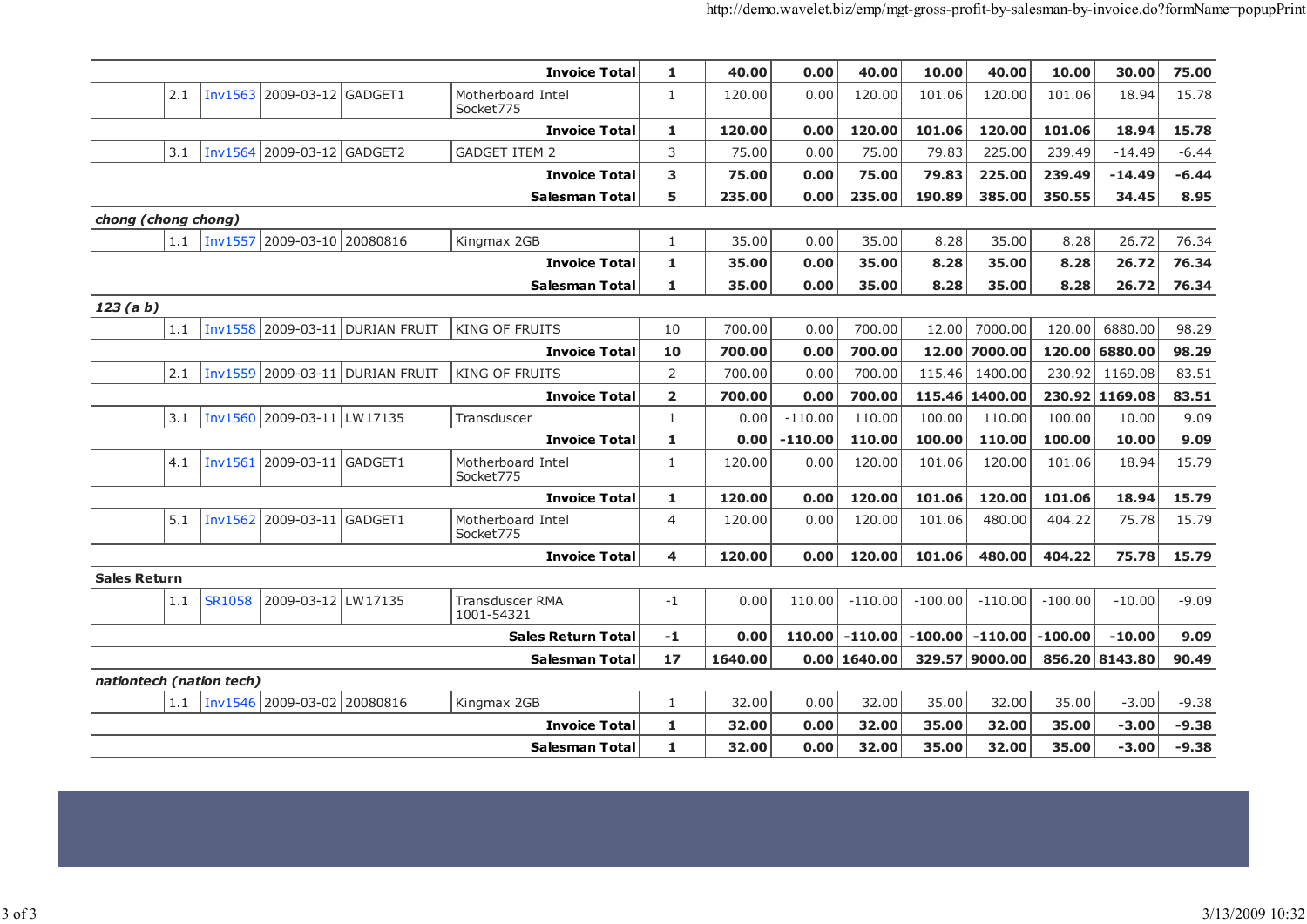| | | | | | | | | | | | | | | |
|---|---|---|---|---|---|---|---|---|---|---|---|---|---|---|
| | | | | | **Invoice Total** | **1** | **40.00** | **0.00** | **40.00** | **10.00** | **40.00** | **10.00** | **30.00** | **75.00** |
| | 2.1 | Inv1563 | 2009-03-12 | GADGET1 | Motherboard Intel Socket775 | 1 | 120.00 | 0.00 | 120.00 | 101.06 | 120.00 | 101.06 | 18.94 | 15.78 |
| | | | | | **Invoice Total** | **1** | **120.00** | **0.00** | **120.00** | **101.06** | **120.00** | **101.06** | **18.94** | **15.78** |
| | 3.1 | Inv1564 | 2009-03-12 | GADGET2 | GADGET ITEM 2 | 3 | 75.00 | 0.00 | 75.00 | 79.83 | 225.00 | 239.49 | -14.49 | -6.44 |
| | | | | | **Invoice Total** | **3** | **75.00** | **0.00** | **75.00** | **79.83** | **225.00** | **239.49** | **-14.49** | **-6.44** |
| | | | | | **Salesman Total** | **5** | **235.00** | **0.00** | **235.00** | **190.89** | **385.00** | **350.55** | **34.45** | **8.95** |
| ***chong (chong chong)*** | | | | | | | | | | | | | | |
| | 1.1 | Inv1557 | 2009-03-10 | 20080816 | Kingmax 2GB | 1 | 35.00 | 0.00 | 35.00 | 8.28 | 35.00 | 8.28 | 26.72 | 76.34 |
| | | | | | **Invoice Total** | **1** | **35.00** | **0.00** | **35.00** | **8.28** | **35.00** | **8.28** | **26.72** | **76.34** |
| | | | | | **Salesman Total** | **1** | **35.00** | **0.00** | **35.00** | **8.28** | **35.00** | **8.28** | **26.72** | **76.34** |
| ***123 (a b)*** | | | | | | | | | | | | | | |
| | 1.1 | Inv1558 | 2009-03-11 | DURIAN FRUIT | KING OF FRUITS | 10 | 700.00 | 0.00 | 700.00 | 12.00 | 7000.00 | 120.00 | 6880.00 | 98.29 |
| | | | | | **Invoice Total** | **10** | **700.00** | **0.00** | **700.00** | **12.00** | **7000.00** | **120.00** | **6880.00** | **98.29** |
| | 2.1 | Inv1559 | 2009-03-11 | DURIAN FRUIT | KING OF FRUITS | 2 | 700.00 | 0.00 | 700.00 | 115.46 | 1400.00 | 230.92 | 1169.08 | 83.51 |
| | | | | | **Invoice Total** | **2** | **700.00** | **0.00** | **700.00** | **115.46** | **1400.00** | **230.92** | **1169.08** | **83.51** |
| | 3.1 | Inv1560 | 2009-03-11 | LW17135 | Transduscer | 1 | 0.00 | -110.00 | 110.00 | 100.00 | 110.00 | 100.00 | 10.00 | 9.09 |
| | | | | | **Invoice Total** | **1** | **0.00** | **-110.00** | **110.00** | **100.00** | **110.00** | **100.00** | **10.00** | **9.09** |
| | 4.1 | Inv1561 | 2009-03-11 | GADGET1 | Motherboard Intel Socket775 | 1 | 120.00 | 0.00 | 120.00 | 101.06 | 120.00 | 101.06 | 18.94 | 15.79 |
| | | | | | **Invoice Total** | **1** | **120.00** | **0.00** | **120.00** | **101.06** | **120.00** | **101.06** | **18.94** | **15.79** |
| | 5.1 | Inv1562 | 2009-03-11 | GADGET1 | Motherboard Intel Socket775 | 4 | 120.00 | 0.00 | 120.00 | 101.06 | 480.00 | 404.22 | 75.78 | 15.79 |
| | | | | | **Invoice Total** | **4** | **120.00** | **0.00** | **120.00** | **101.06** | **480.00** | **404.22** | **75.78** | **15.79** |
| **Sales Return** | | | | | | | | | | | | | | |
| | 1.1 | SR1058 | 2009-03-12 | LW17135 | Transduscer RMA 1001-54321 | -1 | 0.00 | 110.00 | -110.00 | -100.00 | -110.00 | -100.00 | -10.00 | -9.09 |
| | | | | | **Sales Return Total** | **-1** | **0.00** | **110.00** | **-110.00** | **-100.00** | **-110.00** | **-100.00** | **-10.00** | **9.09** |
| | | | | | **Salesman Total** | **17** | **1640.00** | **0.00** | **1640.00** | **329.57** | **9000.00** | **856.20** | **8143.80** | **90.49** |
| ***nationtech (nation tech)*** | | | | | | | | | | | | | | |
| | 1.1 | Inv1546 | 2009-03-02 | 20080816 | Kingmax 2GB | 1 | 32.00 | 0.00 | 32.00 | 35.00 | 32.00 | 35.00 | -3.00 | -9.38 |
| | | | | | **Invoice Total** | **1** | **32.00** | **0.00** | **32.00** | **35.00** | **32.00** | **35.00** | **-3.00** | **-9.38** |
| | | | | | **Salesman Total** | **1** | **32.00** | **0.00** | **32.00** | **35.00** | **32.00** | **35.00** | **-3.00** | **-9.38** |